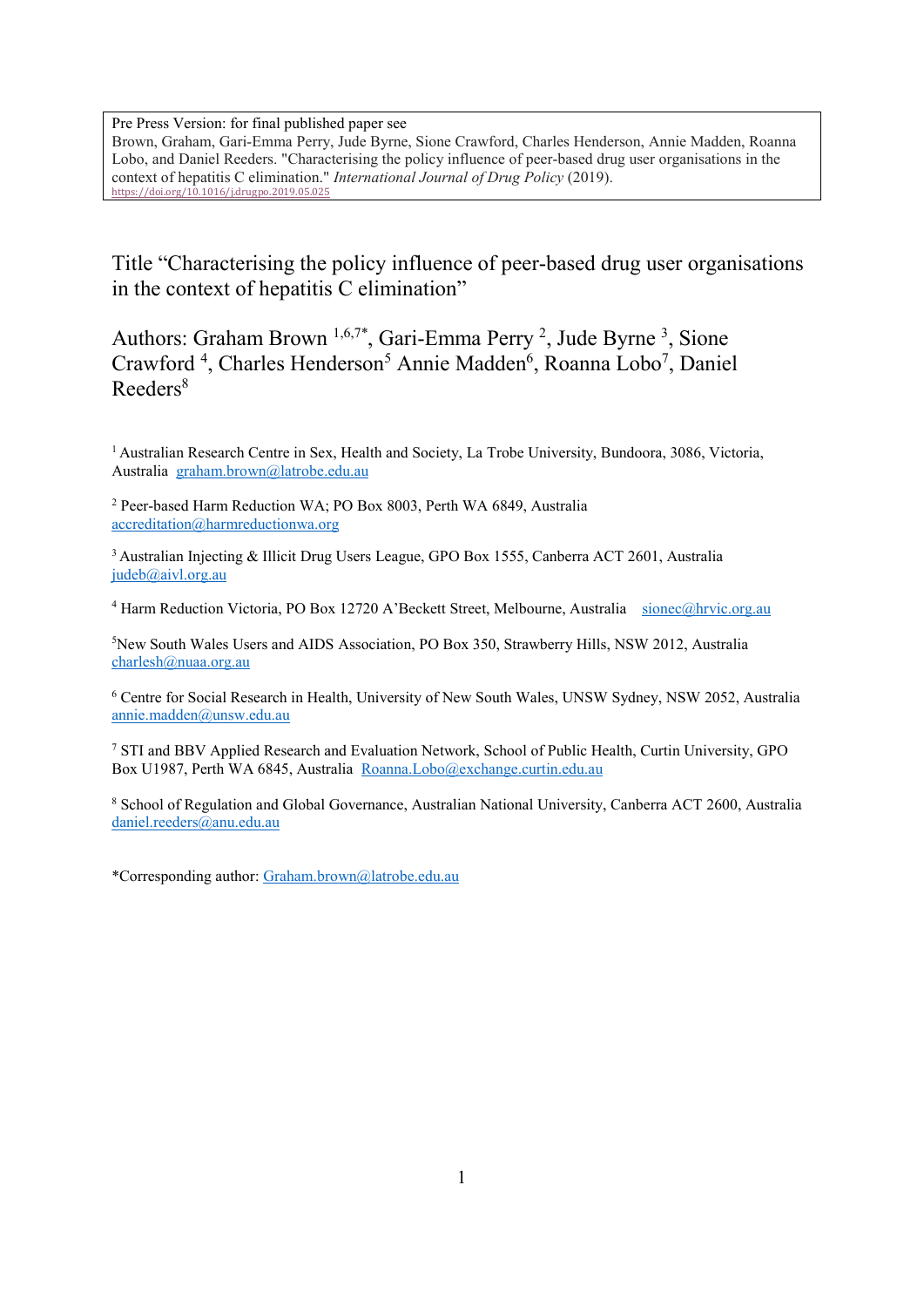Pre Press Version: for final published paper see
Brown, Graham, Gari-Emma Perry, Jude Byrne, Sione Crawford, Charles Henderson, Annie Madden, Roanna Lobo, and Daniel Reeders. "Characterising the policy influence of peer-based drug user organisations in the context of hepatitis C elimination." *International Journal of Drug Policy* (2019).
https://doi.org/10.1016/j.drugpo.2019.05.025

# Title "Characterising the policy influence of peer-based drug user organisations in the context of hepatitis C elimination"

Authors: Graham Brown [1,6,7*], Gari-Emma Perry [2], Jude Byrne [3], Sione Crawford [4], Charles Henderson[5] Annie Madden[6], Roanna Lobo[7], Daniel Reeders[8]

[1] Australian Research Centre in Sex, Health and Society, La Trobe University, Bundoora, 3086, Victoria, Australia graham.brown@latrobe.edu.au

[2] Peer-based Harm Reduction WA; PO Box 8003, Perth WA 6849, Australia accreditation@harmreductionwa.org

[3] Australian Injecting & Illicit Drug Users League, GPO Box 1555, Canberra ACT 2601, Australia judeb@aivl.org.au

[4] Harm Reduction Victoria, PO Box 12720 A'Beckett Street, Melbourne, Australia sionec@hrvic.org.au

[5] New South Wales Users and AIDS Association, PO Box 350, Strawberry Hills, NSW 2012, Australia charlesh@nuaa.org.au

[6] Centre for Social Research in Health, University of New South Wales, UNSW Sydney, NSW 2052, Australia annie.madden@unsw.edu.au

[7] STI and BBV Applied Research and Evaluation Network, School of Public Health, Curtin University, GPO Box U1987, Perth WA 6845, Australia Roanna.Lobo@exchange.curtin.edu.au

[8] School of Regulation and Global Governance, Australian National University, Canberra ACT 2600, Australia daniel.reeders@anu.edu.au

*Corresponding author: Graham.brown@latrobe.edu.au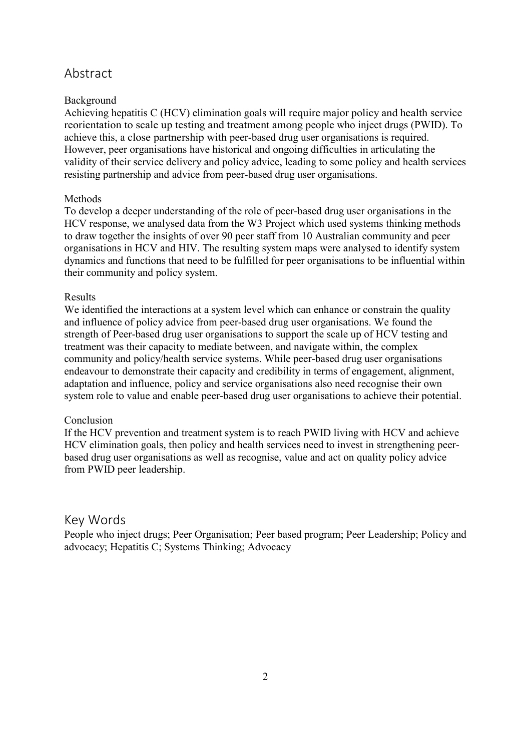## Abstract

### Background

Achieving hepatitis C (HCV) elimination goals will require major policy and health service reorientation to scale up testing and treatment among people who inject drugs (PWID). To achieve this, a close partnership with peer-based drug user organisations is required. However, peer organisations have historical and ongoing difficulties in articulating the validity of their service delivery and policy advice, leading to some policy and health services resisting partnership and advice from peer-based drug user organisations.

### Methods

To develop a deeper understanding of the role of peer-based drug user organisations in the HCV response, we analysed data from the W3 Project which used systems thinking methods to draw together the insights of over 90 peer staff from 10 Australian community and peer organisations in HCV and HIV. The resulting system maps were analysed to identify system dynamics and functions that need to be fulfilled for peer organisations to be influential within their community and policy system.

### Results

We identified the interactions at a system level which can enhance or constrain the quality and influence of policy advice from peer-based drug user organisations. We found the strength of Peer-based drug user organisations to support the scale up of HCV testing and treatment was their capacity to mediate between, and navigate within, the complex community and policy/health service systems. While peer-based drug user organisations endeavour to demonstrate their capacity and credibility in terms of engagement, alignment, adaptation and influence, policy and service organisations also need recognise their own system role to value and enable peer-based drug user organisations to achieve their potential.

### Conclusion

If the HCV prevention and treatment system is to reach PWID living with HCV and achieve HCV elimination goals, then policy and health services need to invest in strengthening peer-based drug user organisations as well as recognise, value and act on quality policy advice from PWID peer leadership.

## Key Words

People who inject drugs; Peer Organisation; Peer based program; Peer Leadership; Policy and advocacy; Hepatitis C; Systems Thinking; Advocacy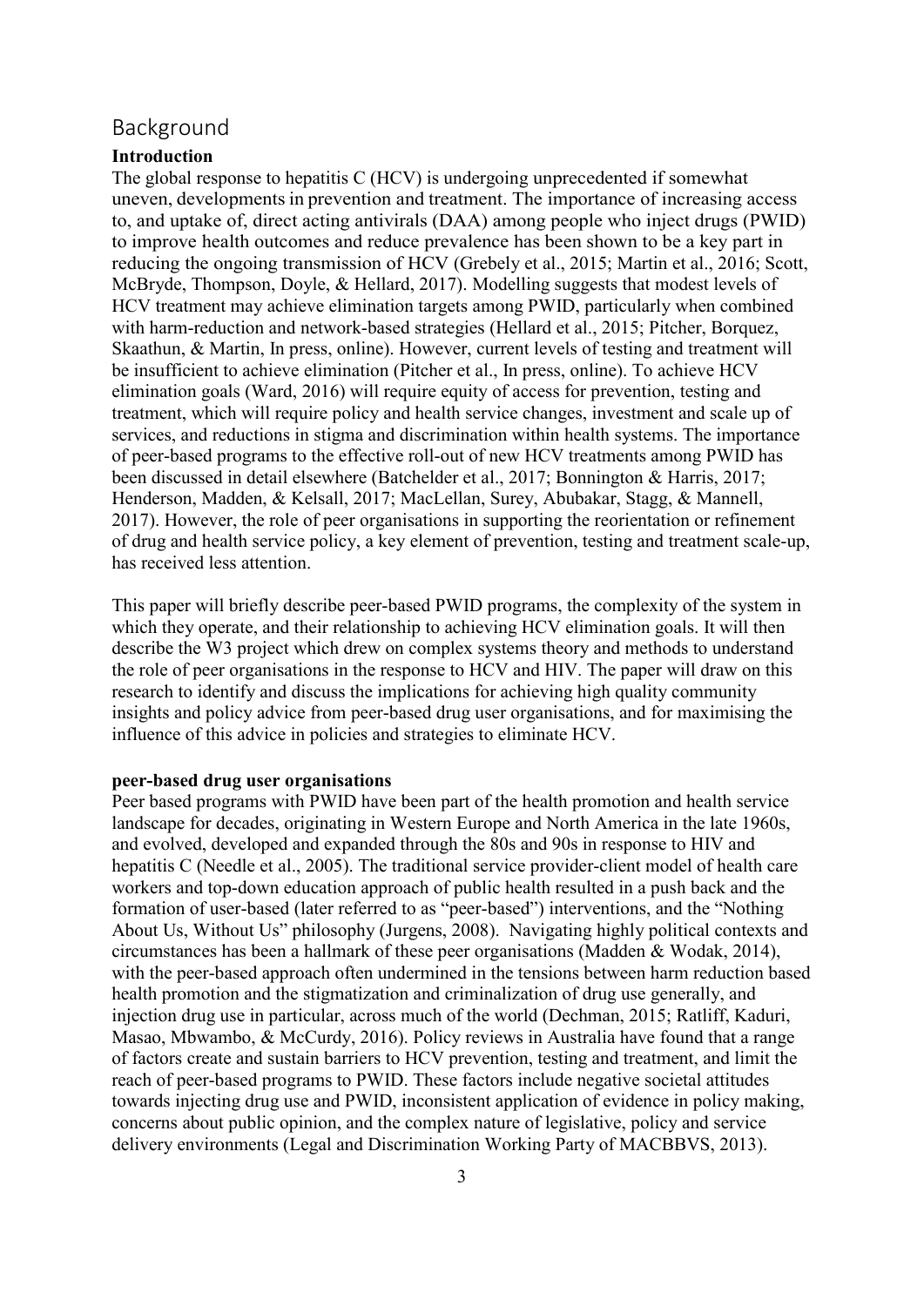## Background

### Introduction

The global response to hepatitis C (HCV) is undergoing unprecedented if somewhat uneven, developments in prevention and treatment. The importance of increasing access to, and uptake of, direct acting antivirals (DAA) among people who inject drugs (PWID) to improve health outcomes and reduce prevalence has been shown to be a key part in reducing the ongoing transmission of HCV (Grebely et al., 2015; Martin et al., 2016; Scott, McBryde, Thompson, Doyle, & Hellard, 2017). Modelling suggests that modest levels of HCV treatment may achieve elimination targets among PWID, particularly when combined with harm-reduction and network-based strategies (Hellard et al., 2015; Pitcher, Borquez, Skaathun, & Martin, In press, online). However, current levels of testing and treatment will be insufficient to achieve elimination (Pitcher et al., In press, online). To achieve HCV elimination goals (Ward, 2016) will require equity of access for prevention, testing and treatment, which will require policy and health service changes, investment and scale up of services, and reductions in stigma and discrimination within health systems. The importance of peer-based programs to the effective roll-out of new HCV treatments among PWID has been discussed in detail elsewhere (Batchelder et al., 2017; Bonnington & Harris, 2017; Henderson, Madden, & Kelsall, 2017; MacLellan, Surey, Abubakar, Stagg, & Mannell, 2017). However, the role of peer organisations in supporting the reorientation or refinement of drug and health service policy, a key element of prevention, testing and treatment scale-up, has received less attention.

This paper will briefly describe peer-based PWID programs, the complexity of the system in which they operate, and their relationship to achieving HCV elimination goals. It will then describe the W3 project which drew on complex systems theory and methods to understand the role of peer organisations in the response to HCV and HIV. The paper will draw on this research to identify and discuss the implications for achieving high quality community insights and policy advice from peer-based drug user organisations, and for maximising the influence of this advice in policies and strategies to eliminate HCV.

### peer-based drug user organisations

Peer based programs with PWID have been part of the health promotion and health service landscape for decades, originating in Western Europe and North America in the late 1960s, and evolved, developed and expanded through the 80s and 90s in response to HIV and hepatitis C (Needle et al., 2005). The traditional service provider-client model of health care workers and top-down education approach of public health resulted in a push back and the formation of user-based (later referred to as "peer-based") interventions, and the "Nothing About Us, Without Us" philosophy (Jurgens, 2008). Navigating highly political contexts and circumstances has been a hallmark of these peer organisations (Madden & Wodak, 2014), with the peer-based approach often undermined in the tensions between harm reduction based health promotion and the stigmatization and criminalization of drug use generally, and injection drug use in particular, across much of the world (Dechman, 2015; Ratliff, Kaduri, Masao, Mbwambo, & McCurdy, 2016). Policy reviews in Australia have found that a range of factors create and sustain barriers to HCV prevention, testing and treatment, and limit the reach of peer-based programs to PWID. These factors include negative societal attitudes towards injecting drug use and PWID, inconsistent application of evidence in policy making, concerns about public opinion, and the complex nature of legislative, policy and service delivery environments (Legal and Discrimination Working Party of MACBBVS, 2013).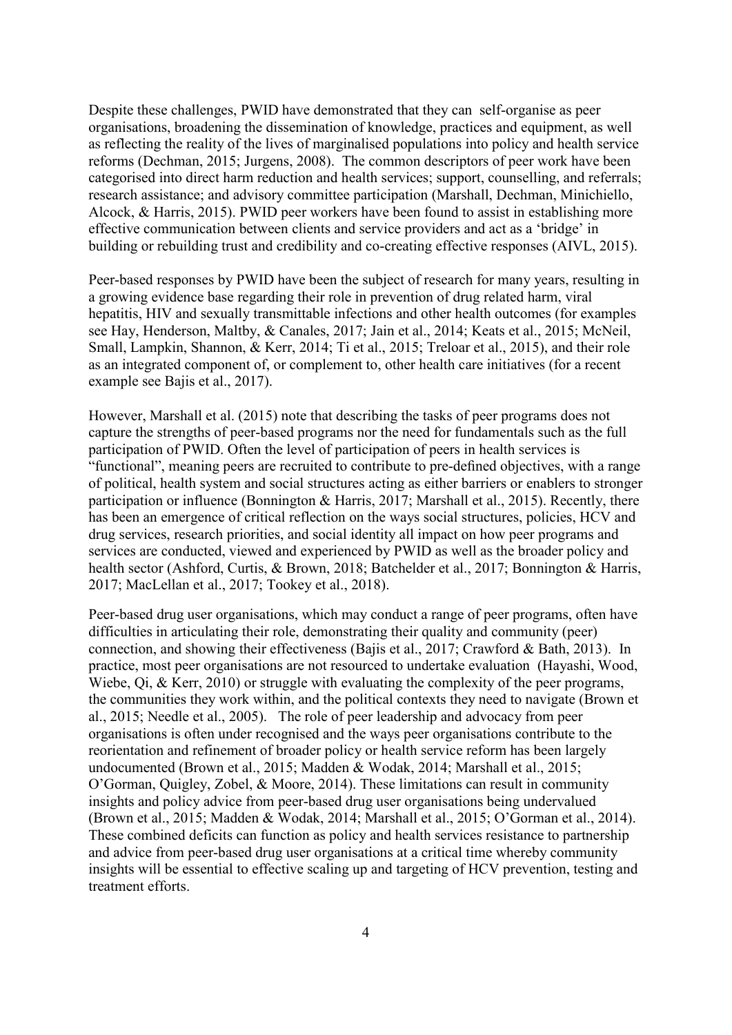Despite these challenges, PWID have demonstrated that they can self-organise as peer organisations, broadening the dissemination of knowledge, practices and equipment, as well as reflecting the reality of the lives of marginalised populations into policy and health service reforms (Dechman, 2015; Jurgens, 2008). The common descriptors of peer work have been categorised into direct harm reduction and health services; support, counselling, and referrals; research assistance; and advisory committee participation (Marshall, Dechman, Minichiello, Alcock, & Harris, 2015). PWID peer workers have been found to assist in establishing more effective communication between clients and service providers and act as a 'bridge' in building or rebuilding trust and credibility and co-creating effective responses (AIVL, 2015).

Peer-based responses by PWID have been the subject of research for many years, resulting in a growing evidence base regarding their role in prevention of drug related harm, viral hepatitis, HIV and sexually transmittable infections and other health outcomes (for examples see Hay, Henderson, Maltby, & Canales, 2017; Jain et al., 2014; Keats et al., 2015; McNeil, Small, Lampkin, Shannon, & Kerr, 2014; Ti et al., 2015; Treloar et al., 2015), and their role as an integrated component of, or complement to, other health care initiatives (for a recent example see Bajis et al., 2017).

However, Marshall et al. (2015) note that describing the tasks of peer programs does not capture the strengths of peer-based programs nor the need for fundamentals such as the full participation of PWID. Often the level of participation of peers in health services is "functional", meaning peers are recruited to contribute to pre-defined objectives, with a range of political, health system and social structures acting as either barriers or enablers to stronger participation or influence (Bonnington & Harris, 2017; Marshall et al., 2015). Recently, there has been an emergence of critical reflection on the ways social structures, policies, HCV and drug services, research priorities, and social identity all impact on how peer programs and services are conducted, viewed and experienced by PWID as well as the broader policy and health sector (Ashford, Curtis, & Brown, 2018; Batchelder et al., 2017; Bonnington & Harris, 2017; MacLellan et al., 2017; Tookey et al., 2018).

Peer-based drug user organisations, which may conduct a range of peer programs, often have difficulties in articulating their role, demonstrating their quality and community (peer) connection, and showing their effectiveness (Bajis et al., 2017; Crawford & Bath, 2013). In practice, most peer organisations are not resourced to undertake evaluation (Hayashi, Wood, Wiebe, Qi, & Kerr, 2010) or struggle with evaluating the complexity of the peer programs, the communities they work within, and the political contexts they need to navigate (Brown et al., 2015; Needle et al., 2005). The role of peer leadership and advocacy from peer organisations is often under recognised and the ways peer organisations contribute to the reorientation and refinement of broader policy or health service reform has been largely undocumented (Brown et al., 2015; Madden & Wodak, 2014; Marshall et al., 2015; O'Gorman, Quigley, Zobel, & Moore, 2014). These limitations can result in community insights and policy advice from peer-based drug user organisations being undervalued (Brown et al., 2015; Madden & Wodak, 2014; Marshall et al., 2015; O'Gorman et al., 2014). These combined deficits can function as policy and health services resistance to partnership and advice from peer-based drug user organisations at a critical time whereby community insights will be essential to effective scaling up and targeting of HCV prevention, testing and treatment efforts.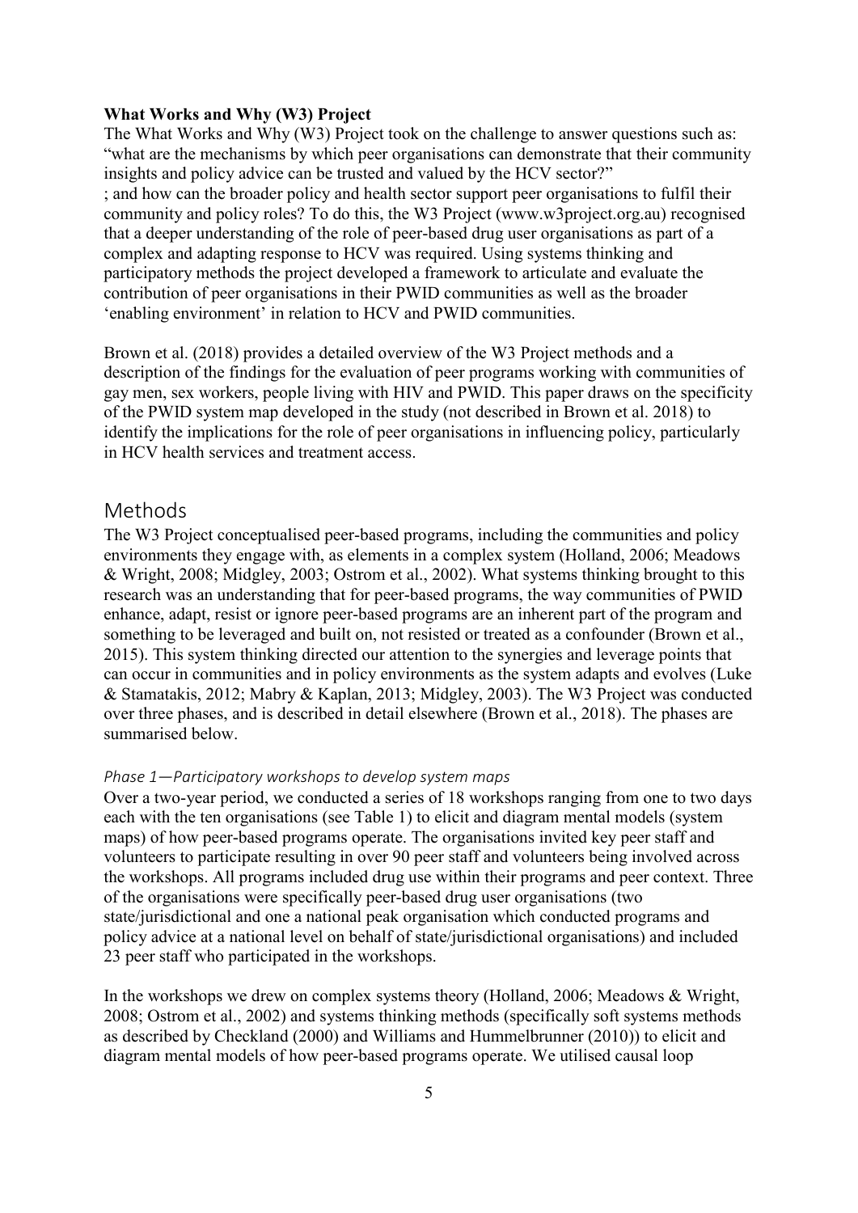**What Works and Why (W3) Project**

The What Works and Why (W3) Project took on the challenge to answer questions such as: "what are the mechanisms by which peer organisations can demonstrate that their community insights and policy advice can be trusted and valued by the HCV sector?"
; and how can the broader policy and health sector support peer organisations to fulfil their community and policy roles? To do this, the W3 Project (www.w3project.org.au) recognised that a deeper understanding of the role of peer-based drug user organisations as part of a complex and adapting response to HCV was required. Using systems thinking and participatory methods the project developed a framework to articulate and evaluate the contribution of peer organisations in their PWID communities as well as the broader 'enabling environment' in relation to HCV and PWID communities.

Brown et al. (2018) provides a detailed overview of the W3 Project methods and a description of the findings for the evaluation of peer programs working with communities of gay men, sex workers, people living with HIV and PWID. This paper draws on the specificity of the PWID system map developed in the study (not described in Brown et al. 2018) to identify the implications for the role of peer organisations in influencing policy, particularly in HCV health services and treatment access.

# Methods

The W3 Project conceptualised peer-based programs, including the communities and policy environments they engage with, as elements in a complex system (Holland, 2006; Meadows & Wright, 2008; Midgley, 2003; Ostrom et al., 2002). What systems thinking brought to this research was an understanding that for peer-based programs, the way communities of PWID enhance, adapt, resist or ignore peer-based programs are an inherent part of the program and something to be leveraged and built on, not resisted or treated as a confounder (Brown et al., 2015). This system thinking directed our attention to the synergies and leverage points that can occur in communities and in policy environments as the system adapts and evolves (Luke & Stamatakis, 2012; Mabry & Kaplan, 2013; Midgley, 2003). The W3 Project was conducted over three phases, and is described in detail elsewhere (Brown et al., 2018). The phases are summarised below.

### *Phase 1—Participatory workshops to develop system maps*

Over a two-year period, we conducted a series of 18 workshops ranging from one to two days each with the ten organisations (see Table 1) to elicit and diagram mental models (system maps) of how peer-based programs operate. The organisations invited key peer staff and volunteers to participate resulting in over 90 peer staff and volunteers being involved across the workshops. All programs included drug use within their programs and peer context. Three of the organisations were specifically peer-based drug user organisations (two state/jurisdictional and one a national peak organisation which conducted programs and policy advice at a national level on behalf of state/jurisdictional organisations) and included 23 peer staff who participated in the workshops.

In the workshops we drew on complex systems theory (Holland, 2006; Meadows & Wright, 2008; Ostrom et al., 2002) and systems thinking methods (specifically soft systems methods as described by Checkland (2000) and Williams and Hummelbrunner (2010)) to elicit and diagram mental models of how peer-based programs operate. We utilised causal loop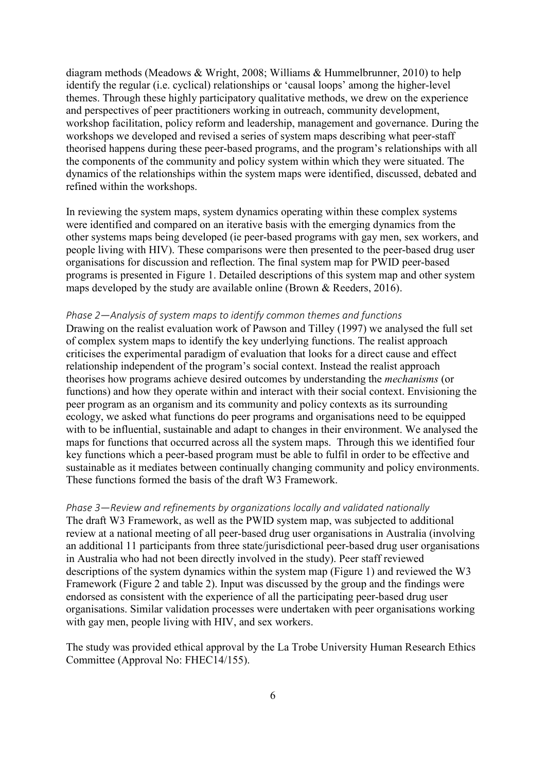diagram methods (Meadows & Wright, 2008; Williams & Hummelbrunner, 2010) to help identify the regular (i.e. cyclical) relationships or 'causal loops' among the higher-level themes. Through these highly participatory qualitative methods, we drew on the experience and perspectives of peer practitioners working in outreach, community development, workshop facilitation, policy reform and leadership, management and governance. During the workshops we developed and revised a series of system maps describing what peer-staff theorised happens during these peer-based programs, and the program's relationships with all the components of the community and policy system within which they were situated. The dynamics of the relationships within the system maps were identified, discussed, debated and refined within the workshops.

In reviewing the system maps, system dynamics operating within these complex systems were identified and compared on an iterative basis with the emerging dynamics from the other systems maps being developed (ie peer-based programs with gay men, sex workers, and people living with HIV). These comparisons were then presented to the peer-based drug user organisations for discussion and reflection. The final system map for PWID peer-based programs is presented in Figure 1. Detailed descriptions of this system map and other system maps developed by the study are available online (Brown & Reeders, 2016).

*Phase 2—Analysis of system maps to identify common themes and functions*

Drawing on the realist evaluation work of Pawson and Tilley (1997) we analysed the full set of complex system maps to identify the key underlying functions. The realist approach criticises the experimental paradigm of evaluation that looks for a direct cause and effect relationship independent of the program's social context. Instead the realist approach theorises how programs achieve desired outcomes by understanding the *mechanisms* (or functions) and how they operate within and interact with their social context. Envisioning the peer program as an organism and its community and policy contexts as its surrounding ecology, we asked what functions do peer programs and organisations need to be equipped with to be influential, sustainable and adapt to changes in their environment. We analysed the maps for functions that occurred across all the system maps. Through this we identified four key functions which a peer-based program must be able to fulfil in order to be effective and sustainable as it mediates between continually changing community and policy environments. These functions formed the basis of the draft W3 Framework.

*Phase 3—Review and refinements by organizations locally and validated nationally*

The draft W3 Framework, as well as the PWID system map, was subjected to additional review at a national meeting of all peer-based drug user organisations in Australia (involving an additional 11 participants from three state/jurisdictional peer-based drug user organisations in Australia who had not been directly involved in the study). Peer staff reviewed descriptions of the system dynamics within the system map (Figure 1) and reviewed the W3 Framework (Figure 2 and table 2). Input was discussed by the group and the findings were endorsed as consistent with the experience of all the participating peer-based drug user organisations. Similar validation processes were undertaken with peer organisations working with gay men, people living with HIV, and sex workers.

The study was provided ethical approval by the La Trobe University Human Research Ethics Committee (Approval No: FHEC14/155).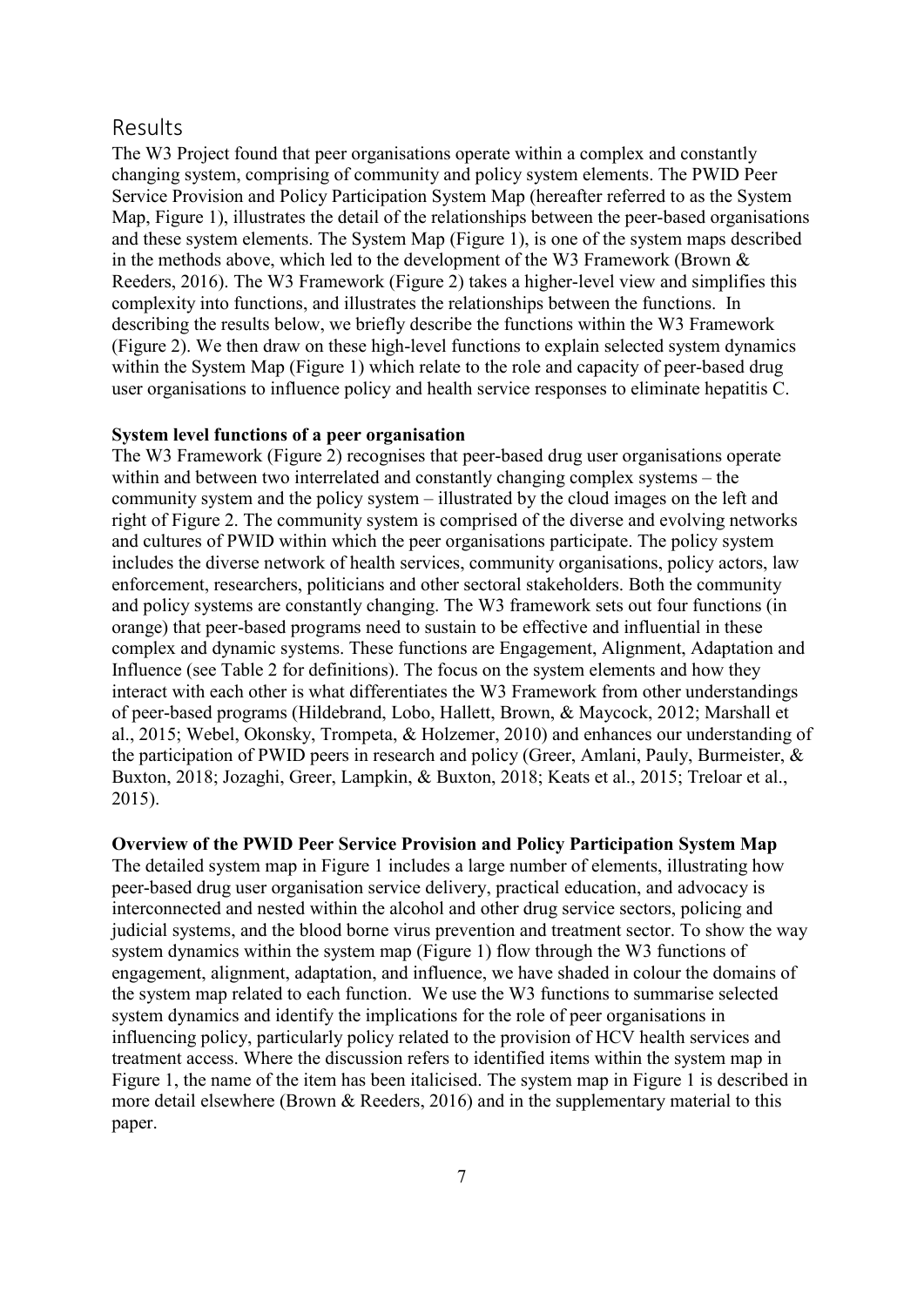## Results

The W3 Project found that peer organisations operate within a complex and constantly changing system, comprising of community and policy system elements. The PWID Peer Service Provision and Policy Participation System Map (hereafter referred to as the System Map, Figure 1), illustrates the detail of the relationships between the peer-based organisations and these system elements. The System Map (Figure 1), is one of the system maps described in the methods above, which led to the development of the W3 Framework (Brown & Reeders, 2016). The W3 Framework (Figure 2) takes a higher-level view and simplifies this complexity into functions, and illustrates the relationships between the functions. In describing the results below, we briefly describe the functions within the W3 Framework (Figure 2). We then draw on these high-level functions to explain selected system dynamics within the System Map (Figure 1) which relate to the role and capacity of peer-based drug user organisations to influence policy and health service responses to eliminate hepatitis C.

**System level functions of a peer organisation**

The W3 Framework (Figure 2) recognises that peer-based drug user organisations operate within and between two interrelated and constantly changing complex systems – the community system and the policy system – illustrated by the cloud images on the left and right of Figure 2. The community system is comprised of the diverse and evolving networks and cultures of PWID within which the peer organisations participate. The policy system includes the diverse network of health services, community organisations, policy actors, law enforcement, researchers, politicians and other sectoral stakeholders. Both the community and policy systems are constantly changing. The W3 framework sets out four functions (in orange) that peer-based programs need to sustain to be effective and influential in these complex and dynamic systems. These functions are Engagement, Alignment, Adaptation and Influence (see Table 2 for definitions). The focus on the system elements and how they interact with each other is what differentiates the W3 Framework from other understandings of peer-based programs (Hildebrand, Lobo, Hallett, Brown, & Maycock, 2012; Marshall et al., 2015; Webel, Okonsky, Trompeta, & Holzemer, 2010) and enhances our understanding of the participation of PWID peers in research and policy (Greer, Amlani, Pauly, Burmeister, & Buxton, 2018; Jozaghi, Greer, Lampkin, & Buxton, 2018; Keats et al., 2015; Treloar et al., 2015).

**Overview of the PWID Peer Service Provision and Policy Participation System Map**

The detailed system map in Figure 1 includes a large number of elements, illustrating how peer-based drug user organisation service delivery, practical education, and advocacy is interconnected and nested within the alcohol and other drug service sectors, policing and judicial systems, and the blood borne virus prevention and treatment sector. To show the way system dynamics within the system map (Figure 1) flow through the W3 functions of engagement, alignment, adaptation, and influence, we have shaded in colour the domains of the system map related to each function. We use the W3 functions to summarise selected system dynamics and identify the implications for the role of peer organisations in influencing policy, particularly policy related to the provision of HCV health services and treatment access. Where the discussion refers to identified items within the system map in Figure 1, the name of the item has been italicised. The system map in Figure 1 is described in more detail elsewhere (Brown & Reeders, 2016) and in the supplementary material to this paper.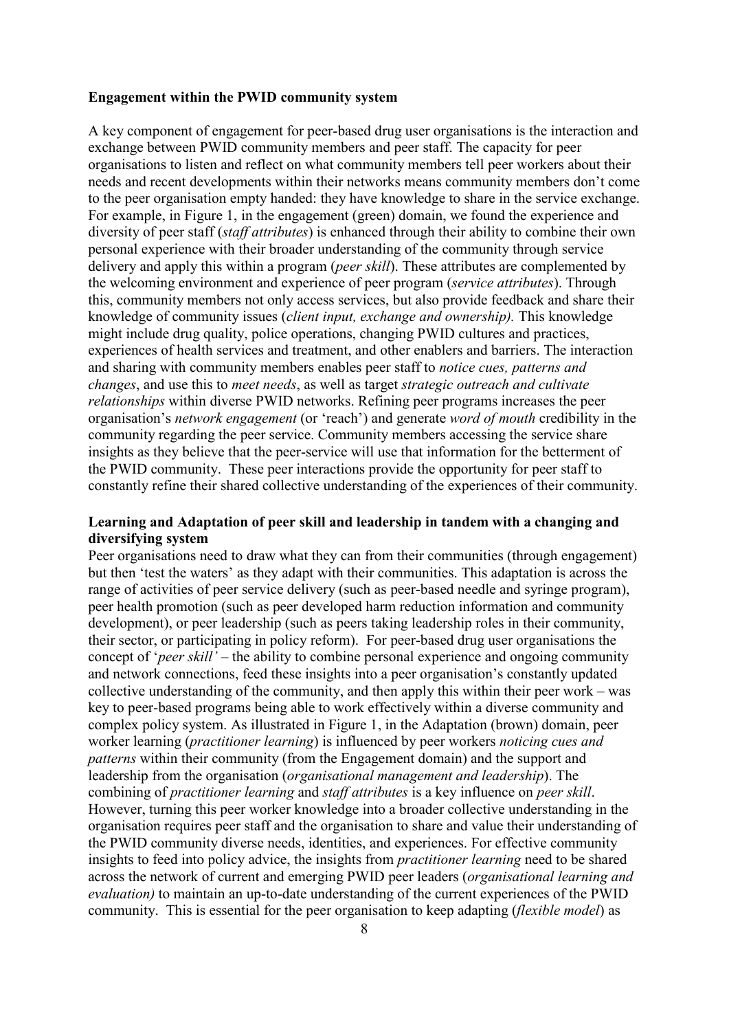**Engagement within the PWID community system**

A key component of engagement for peer-based drug user organisations is the interaction and exchange between PWID community members and peer staff. The capacity for peer organisations to listen and reflect on what community members tell peer workers about their needs and recent developments within their networks means community members don't come to the peer organisation empty handed: they have knowledge to share in the service exchange. For example, in Figure 1, in the engagement (green) domain, we found the experience and diversity of peer staff (*staff attributes*) is enhanced through their ability to combine their own personal experience with their broader understanding of the community through service delivery and apply this within a program (*peer skill*). These attributes are complemented by the welcoming environment and experience of peer program (*service attributes*). Through this, community members not only access services, but also provide feedback and share their knowledge of community issues (*client input, exchange and ownership).* This knowledge might include drug quality, police operations, changing PWID cultures and practices, experiences of health services and treatment, and other enablers and barriers. The interaction and sharing with community members enables peer staff to *notice cues, patterns and changes*, and use this to *meet needs*, as well as target *strategic outreach and cultivate relationships* within diverse PWID networks. Refining peer programs increases the peer organisation's *network engagement* (or 'reach') and generate *word of mouth* credibility in the community regarding the peer service. Community members accessing the service share insights as they believe that the peer-service will use that information for the betterment of the PWID community. These peer interactions provide the opportunity for peer staff to constantly refine their shared collective understanding of the experiences of their community.

**Learning and Adaptation of peer skill and leadership in tandem with a changing and diversifying system**

Peer organisations need to draw what they can from their communities (through engagement) but then 'test the waters' as they adapt with their communities. This adaptation is across the range of activities of peer service delivery (such as peer-based needle and syringe program), peer health promotion (such as peer developed harm reduction information and community development), or peer leadership (such as peers taking leadership roles in their community, their sector, or participating in policy reform). For peer-based drug user organisations the concept of '*peer skill'* – the ability to combine personal experience and ongoing community and network connections, feed these insights into a peer organisation's constantly updated collective understanding of the community, and then apply this within their peer work – was key to peer-based programs being able to work effectively within a diverse community and complex policy system. As illustrated in Figure 1, in the Adaptation (brown) domain, peer worker learning (*practitioner learning*) is influenced by peer workers *noticing cues and patterns* within their community (from the Engagement domain) and the support and leadership from the organisation (*organisational management and leadership*). The combining of *practitioner learning* and *staff attributes* is a key influence on *peer skill*. However, turning this peer worker knowledge into a broader collective understanding in the organisation requires peer staff and the organisation to share and value their understanding of the PWID community diverse needs, identities, and experiences. For effective community insights to feed into policy advice, the insights from *practitioner learning* need to be shared across the network of current and emerging PWID peer leaders (*organisational learning and evaluation)* to maintain an up-to-date understanding of the current experiences of the PWID community. This is essential for the peer organisation to keep adapting (*flexible model*) as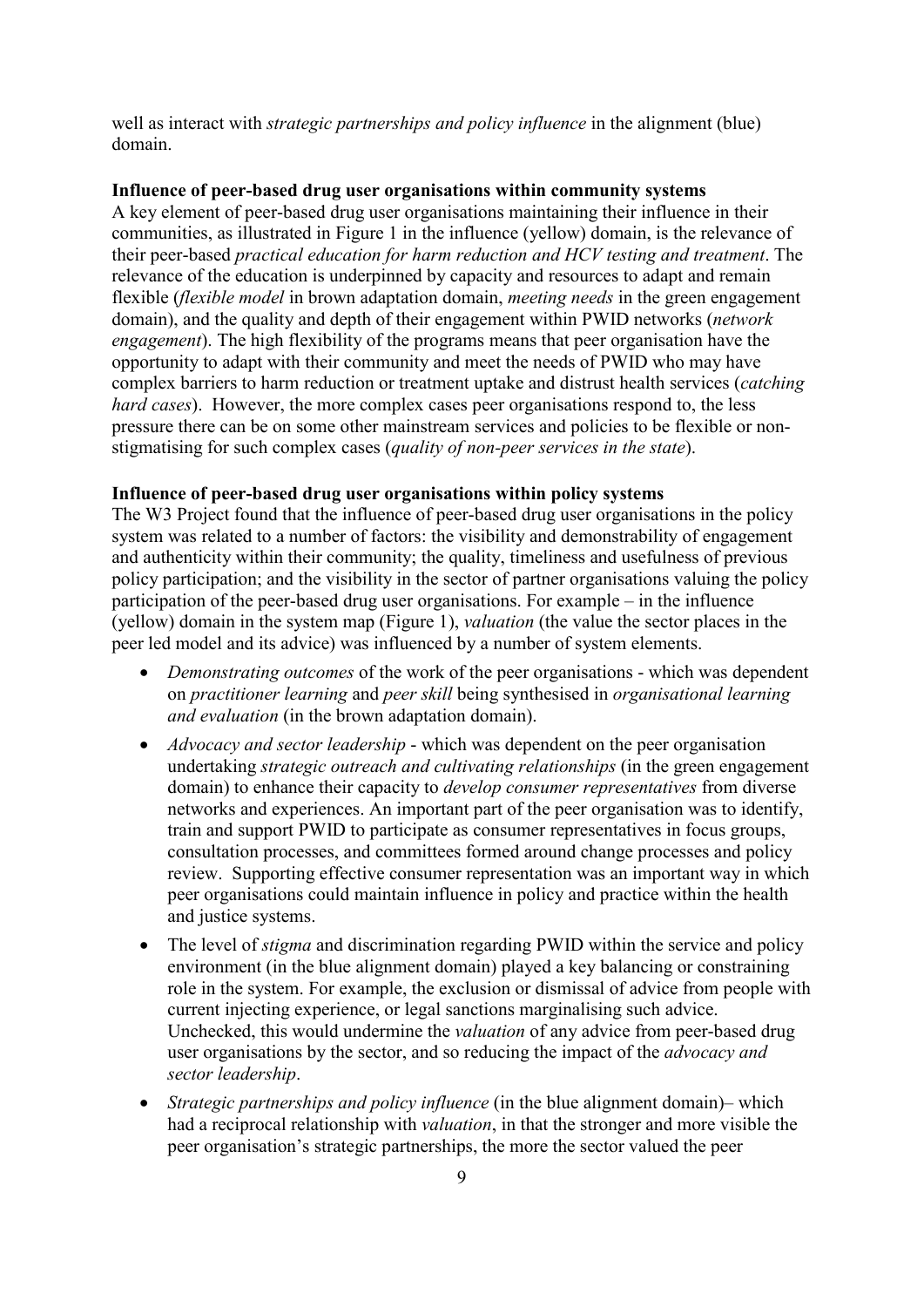well as interact with *strategic partnerships and policy influence* in the alignment (blue) domain.

**Influence of peer-based drug user organisations within community systems**

A key element of peer-based drug user organisations maintaining their influence in their communities, as illustrated in Figure 1 in the influence (yellow) domain, is the relevance of their peer-based *practical education for harm reduction and HCV testing and treatment*. The relevance of the education is underpinned by capacity and resources to adapt and remain flexible (*flexible model* in brown adaptation domain, *meeting needs* in the green engagement domain), and the quality and depth of their engagement within PWID networks (*network engagement*). The high flexibility of the programs means that peer organisation have the opportunity to adapt with their community and meet the needs of PWID who may have complex barriers to harm reduction or treatment uptake and distrust health services (*catching hard cases*). However, the more complex cases peer organisations respond to, the less pressure there can be on some other mainstream services and policies to be flexible or non-stigmatising for such complex cases (*quality of non-peer services in the state*).

**Influence of peer-based drug user organisations within policy systems**

The W3 Project found that the influence of peer-based drug user organisations in the policy system was related to a number of factors: the visibility and demonstrability of engagement and authenticity within their community; the quality, timeliness and usefulness of previous policy participation; and the visibility in the sector of partner organisations valuing the policy participation of the peer-based drug user organisations. For example – in the influence (yellow) domain in the system map (Figure 1), *valuation* (the value the sector places in the peer led model and its advice) was influenced by a number of system elements.

- *Demonstrating outcomes* of the work of the peer organisations - which was dependent on *practitioner learning* and *peer skill* being synthesised in *organisational learning and evaluation* (in the brown adaptation domain).
- *Advocacy and sector leadership* - which was dependent on the peer organisation undertaking *strategic outreach and cultivating relationships* (in the green engagement domain) to enhance their capacity to *develop consumer representatives* from diverse networks and experiences. An important part of the peer organisation was to identify, train and support PWID to participate as consumer representatives in focus groups, consultation processes, and committees formed around change processes and policy review. Supporting effective consumer representation was an important way in which peer organisations could maintain influence in policy and practice within the health and justice systems.
- The level of *stigma* and discrimination regarding PWID within the service and policy environment (in the blue alignment domain) played a key balancing or constraining role in the system. For example, the exclusion or dismissal of advice from people with current injecting experience, or legal sanctions marginalising such advice. Unchecked, this would undermine the *valuation* of any advice from peer-based drug user organisations by the sector, and so reducing the impact of the *advocacy and sector leadership*.
- *Strategic partnerships and policy influence* (in the blue alignment domain)– which had a reciprocal relationship with *valuation*, in that the stronger and more visible the peer organisation's strategic partnerships, the more the sector valued the peer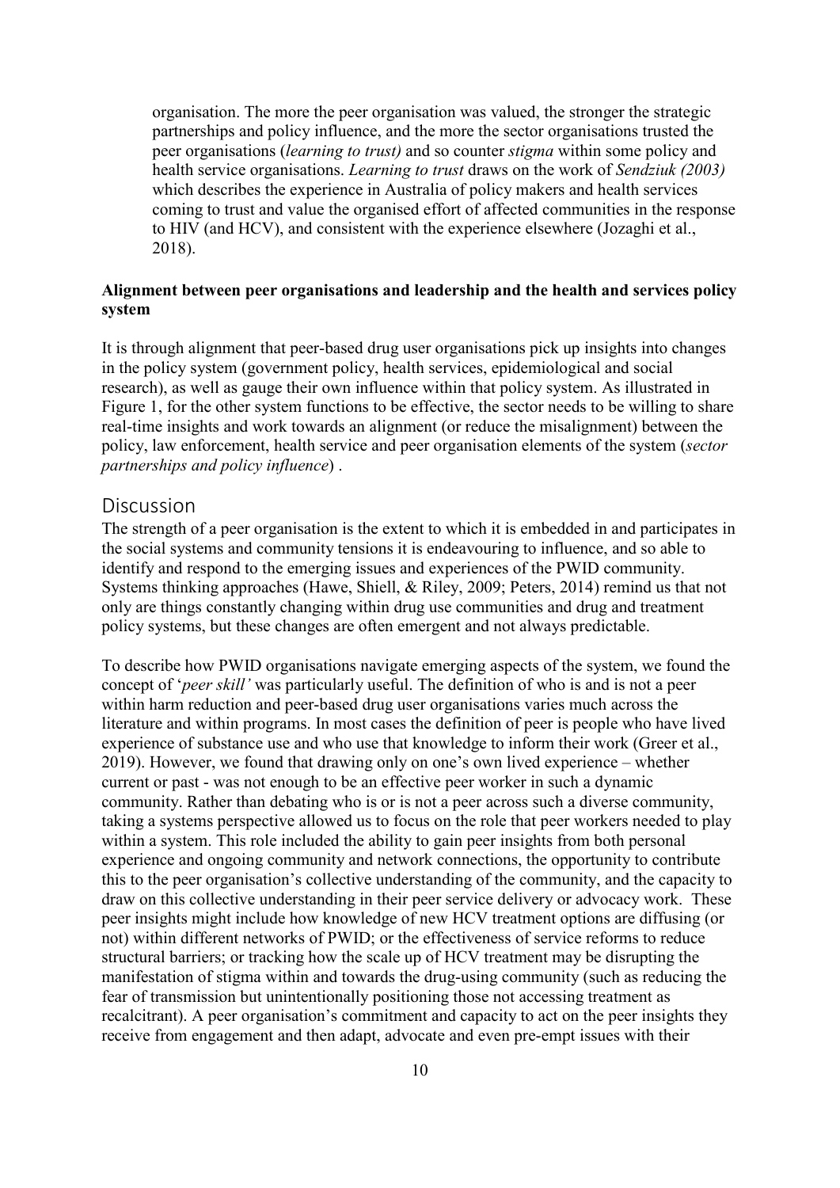organisation. The more the peer organisation was valued, the stronger the strategic partnerships and policy influence, and the more the sector organisations trusted the peer organisations (*learning to trust)* and so counter *stigma* within some policy and health service organisations. *Learning to trust* draws on the work of *Sendziuk (2003)* which describes the experience in Australia of policy makers and health services coming to trust and value the organised effort of affected communities in the response to HIV (and HCV), and consistent with the experience elsewhere (Jozaghi et al., 2018).

**Alignment between peer organisations and leadership and the health and services policy system**

It is through alignment that peer-based drug user organisations pick up insights into changes in the policy system (government policy, health services, epidemiological and social research), as well as gauge their own influence within that policy system. As illustrated in Figure 1, for the other system functions to be effective, the sector needs to be willing to share real-time insights and work towards an alignment (or reduce the misalignment) between the policy, law enforcement, health service and peer organisation elements of the system (*sector partnerships and policy influence*) .

## Discussion

The strength of a peer organisation is the extent to which it is embedded in and participates in the social systems and community tensions it is endeavouring to influence, and so able to identify and respond to the emerging issues and experiences of the PWID community. Systems thinking approaches (Hawe, Shiell, & Riley, 2009; Peters, 2014) remind us that not only are things constantly changing within drug use communities and drug and treatment policy systems, but these changes are often emergent and not always predictable.

To describe how PWID organisations navigate emerging aspects of the system, we found the concept of '*peer skill'* was particularly useful. The definition of who is and is not a peer within harm reduction and peer-based drug user organisations varies much across the literature and within programs. In most cases the definition of peer is people who have lived experience of substance use and who use that knowledge to inform their work (Greer et al., 2019). However, we found that drawing only on one's own lived experience – whether current or past - was not enough to be an effective peer worker in such a dynamic community. Rather than debating who is or is not a peer across such a diverse community, taking a systems perspective allowed us to focus on the role that peer workers needed to play within a system. This role included the ability to gain peer insights from both personal experience and ongoing community and network connections, the opportunity to contribute this to the peer organisation's collective understanding of the community, and the capacity to draw on this collective understanding in their peer service delivery or advocacy work. These peer insights might include how knowledge of new HCV treatment options are diffusing (or not) within different networks of PWID; or the effectiveness of service reforms to reduce structural barriers; or tracking how the scale up of HCV treatment may be disrupting the manifestation of stigma within and towards the drug-using community (such as reducing the fear of transmission but unintentionally positioning those not accessing treatment as recalcitrant). A peer organisation's commitment and capacity to act on the peer insights they receive from engagement and then adapt, advocate and even pre-empt issues with their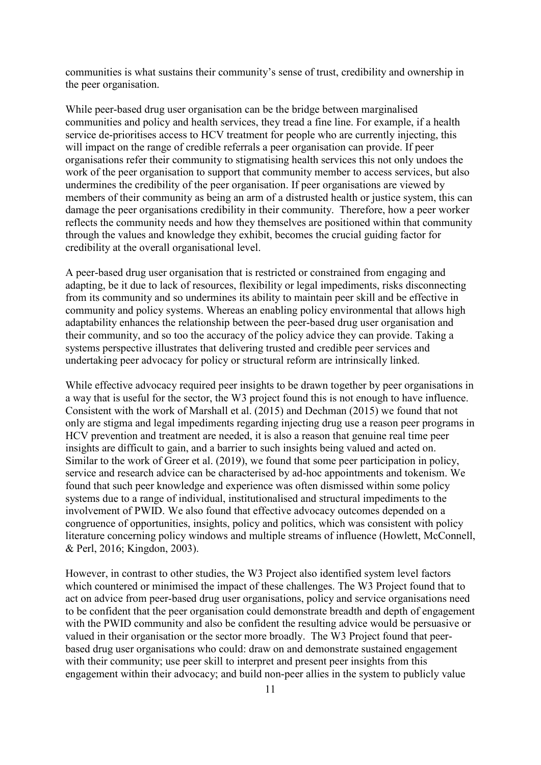communities is what sustains their community's sense of trust, credibility and ownership in the peer organisation.

While peer-based drug user organisation can be the bridge between marginalised communities and policy and health services, they tread a fine line. For example, if a health service de-prioritises access to HCV treatment for people who are currently injecting, this will impact on the range of credible referrals a peer organisation can provide. If peer organisations refer their community to stigmatising health services this not only undoes the work of the peer organisation to support that community member to access services, but also undermines the credibility of the peer organisation. If peer organisations are viewed by members of their community as being an arm of a distrusted health or justice system, this can damage the peer organisations credibility in their community. Therefore, how a peer worker reflects the community needs and how they themselves are positioned within that community through the values and knowledge they exhibit, becomes the crucial guiding factor for credibility at the overall organisational level.

A peer-based drug user organisation that is restricted or constrained from engaging and adapting, be it due to lack of resources, flexibility or legal impediments, risks disconnecting from its community and so undermines its ability to maintain peer skill and be effective in community and policy systems. Whereas an enabling policy environmental that allows high adaptability enhances the relationship between the peer-based drug user organisation and their community, and so too the accuracy of the policy advice they can provide. Taking a systems perspective illustrates that delivering trusted and credible peer services and undertaking peer advocacy for policy or structural reform are intrinsically linked.

While effective advocacy required peer insights to be drawn together by peer organisations in a way that is useful for the sector, the W3 project found this is not enough to have influence. Consistent with the work of Marshall et al. (2015) and Dechman (2015) we found that not only are stigma and legal impediments regarding injecting drug use a reason peer programs in HCV prevention and treatment are needed, it is also a reason that genuine real time peer insights are difficult to gain, and a barrier to such insights being valued and acted on. Similar to the work of Greer et al. (2019), we found that some peer participation in policy, service and research advice can be characterised by ad-hoc appointments and tokenism. We found that such peer knowledge and experience was often dismissed within some policy systems due to a range of individual, institutionalised and structural impediments to the involvement of PWID. We also found that effective advocacy outcomes depended on a congruence of opportunities, insights, policy and politics, which was consistent with policy literature concerning policy windows and multiple streams of influence (Howlett, McConnell, & Perl, 2016; Kingdon, 2003).

However, in contrast to other studies, the W3 Project also identified system level factors which countered or minimised the impact of these challenges. The W3 Project found that to act on advice from peer-based drug user organisations, policy and service organisations need to be confident that the peer organisation could demonstrate breadth and depth of engagement with the PWID community and also be confident the resulting advice would be persuasive or valued in their organisation or the sector more broadly. The W3 Project found that peer-based drug user organisations who could: draw on and demonstrate sustained engagement with their community; use peer skill to interpret and present peer insights from this engagement within their advocacy; and build non-peer allies in the system to publicly value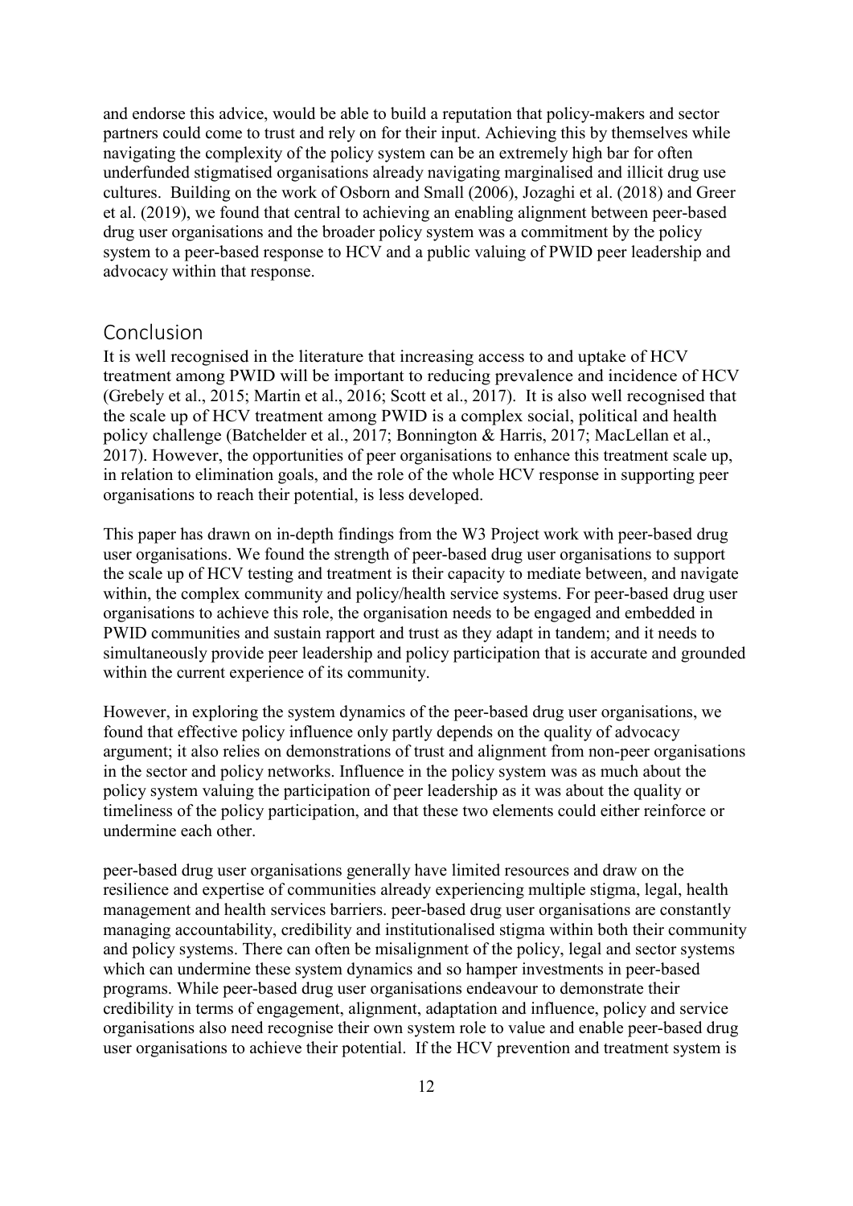and endorse this advice, would be able to build a reputation that policy-makers and sector partners could come to trust and rely on for their input. Achieving this by themselves while navigating the complexity of the policy system can be an extremely high bar for often underfunded stigmatised organisations already navigating marginalised and illicit drug use cultures. Building on the work of Osborn and Small (2006), Jozaghi et al. (2018) and Greer et al. (2019), we found that central to achieving an enabling alignment between peer-based drug user organisations and the broader policy system was a commitment by the policy system to a peer-based response to HCV and a public valuing of PWID peer leadership and advocacy within that response.

## Conclusion

It is well recognised in the literature that increasing access to and uptake of HCV treatment among PWID will be important to reducing prevalence and incidence of HCV (Grebely et al., 2015; Martin et al., 2016; Scott et al., 2017). It is also well recognised that the scale up of HCV treatment among PWID is a complex social, political and health policy challenge (Batchelder et al., 2017; Bonnington & Harris, 2017; MacLellan et al., 2017). However, the opportunities of peer organisations to enhance this treatment scale up, in relation to elimination goals, and the role of the whole HCV response in supporting peer organisations to reach their potential, is less developed.

This paper has drawn on in-depth findings from the W3 Project work with peer-based drug user organisations. We found the strength of peer-based drug user organisations to support the scale up of HCV testing and treatment is their capacity to mediate between, and navigate within, the complex community and policy/health service systems. For peer-based drug user organisations to achieve this role, the organisation needs to be engaged and embedded in PWID communities and sustain rapport and trust as they adapt in tandem; and it needs to simultaneously provide peer leadership and policy participation that is accurate and grounded within the current experience of its community.

However, in exploring the system dynamics of the peer-based drug user organisations, we found that effective policy influence only partly depends on the quality of advocacy argument; it also relies on demonstrations of trust and alignment from non-peer organisations in the sector and policy networks. Influence in the policy system was as much about the policy system valuing the participation of peer leadership as it was about the quality or timeliness of the policy participation, and that these two elements could either reinforce or undermine each other.

peer-based drug user organisations generally have limited resources and draw on the resilience and expertise of communities already experiencing multiple stigma, legal, health management and health services barriers. peer-based drug user organisations are constantly managing accountability, credibility and institutionalised stigma within both their community and policy systems. There can often be misalignment of the policy, legal and sector systems which can undermine these system dynamics and so hamper investments in peer-based programs. While peer-based drug user organisations endeavour to demonstrate their credibility in terms of engagement, alignment, adaptation and influence, policy and service organisations also need recognise their own system role to value and enable peer-based drug user organisations to achieve their potential. If the HCV prevention and treatment system is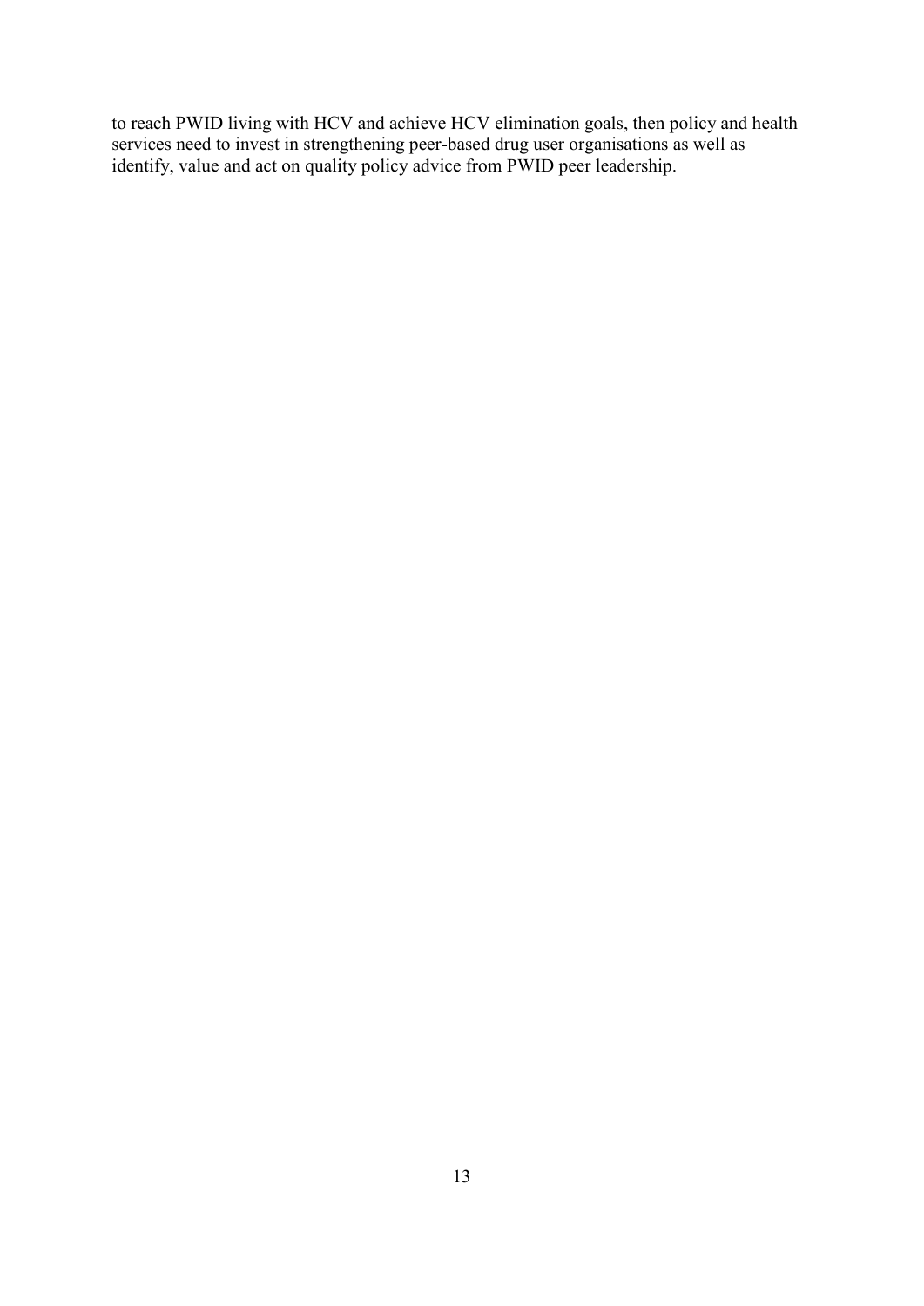to reach PWID living with HCV and achieve HCV elimination goals, then policy and health services need to invest in strengthening peer-based drug user organisations as well as identify, value and act on quality policy advice from PWID peer leadership.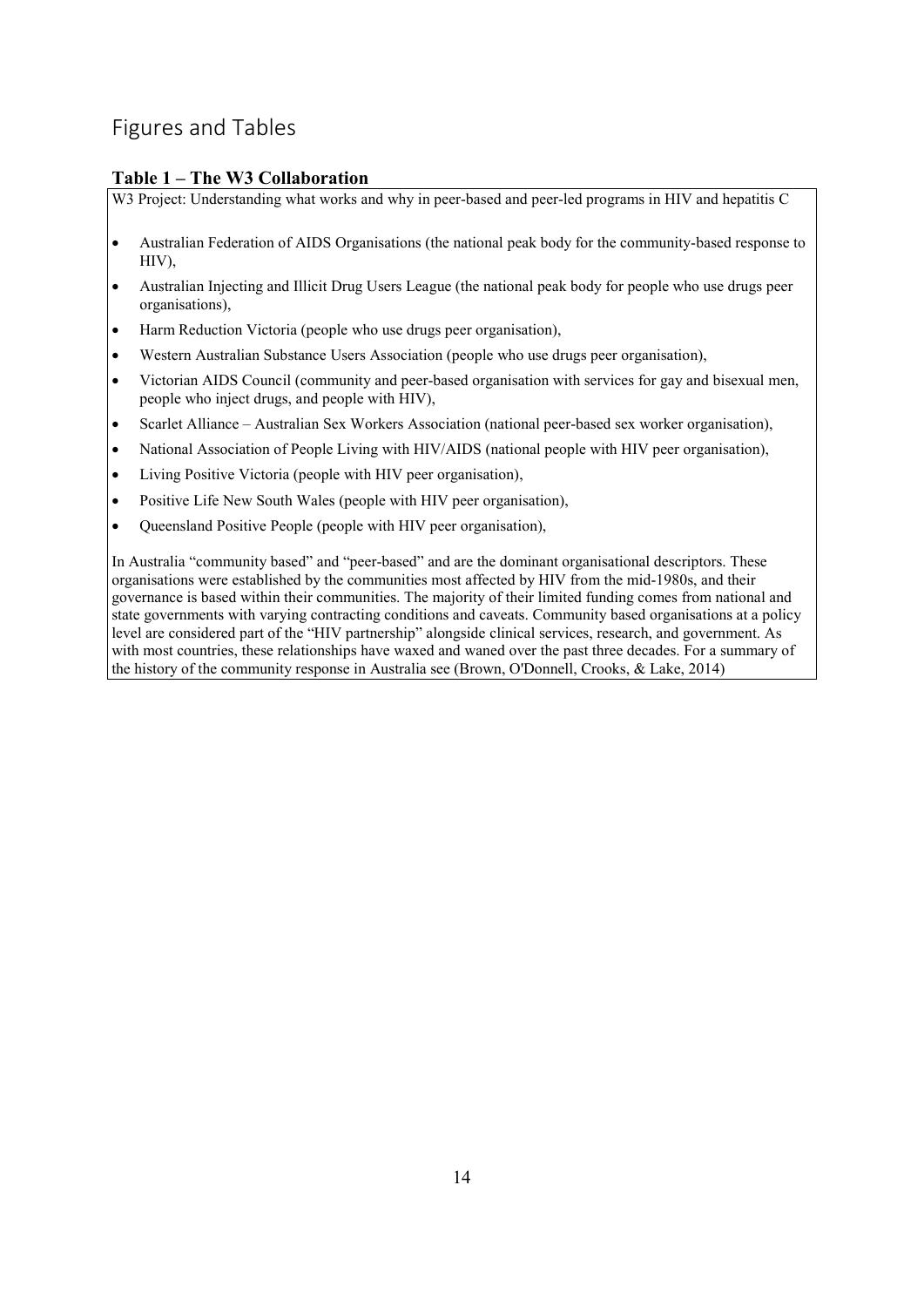## Figures and Tables

### Table 1 – The W3 Collaboration

W3 Project: Understanding what works and why in peer-based and peer-led programs in HIV and hepatitis C

- Australian Federation of AIDS Organisations (the national peak body for the community-based response to HIV),
- Australian Injecting and Illicit Drug Users League (the national peak body for people who use drugs peer organisations),
- Harm Reduction Victoria (people who use drugs peer organisation),
- Western Australian Substance Users Association (people who use drugs peer organisation),
- Victorian AIDS Council (community and peer-based organisation with services for gay and bisexual men, people who inject drugs, and people with HIV),
- Scarlet Alliance – Australian Sex Workers Association (national peer-based sex worker organisation),
- National Association of People Living with HIV/AIDS (national people with HIV peer organisation),
- Living Positive Victoria (people with HIV peer organisation),
- Positive Life New South Wales (people with HIV peer organisation),
- Queensland Positive People (people with HIV peer organisation),

In Australia "community based" and "peer-based" and are the dominant organisational descriptors. These organisations were established by the communities most affected by HIV from the mid-1980s, and their governance is based within their communities. The majority of their limited funding comes from national and state governments with varying contracting conditions and caveats. Community based organisations at a policy level are considered part of the "HIV partnership" alongside clinical services, research, and government. As with most countries, these relationships have waxed and waned over the past three decades. For a summary of the history of the community response in Australia see (Brown, O'Donnell, Crooks, & Lake, 2014)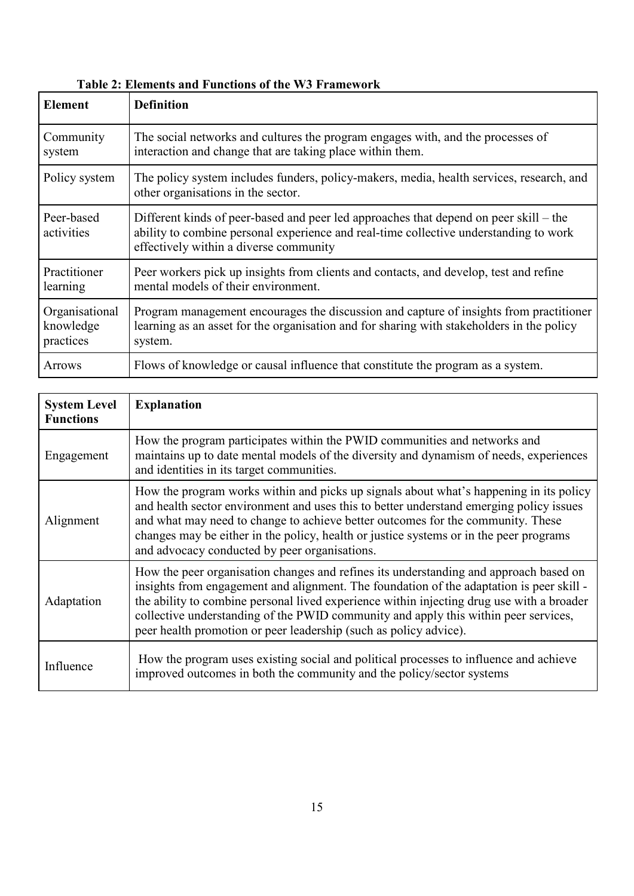**Table 2: Elements and Functions of the W3 Framework**

| Element | Definition |
|---|---|
| Community system | The social networks and cultures the program engages with, and the processes of interaction and change that are taking place within them. |
| Policy system | The policy system includes funders, policy-makers, media, health services, research, and other organisations in the sector. |
| Peer-based activities | Different kinds of peer-based and peer led approaches that depend on peer skill – the ability to combine personal experience and real-time collective understanding to work effectively within a diverse community |
| Practitioner learning | Peer workers pick up insights from clients and contacts, and develop, test and refine mental models of their environment. |
| Organisational knowledge practices | Program management encourages the discussion and capture of insights from practitioner learning as an asset for the organisation and for sharing with stakeholders in the policy system. |
| Arrows | Flows of knowledge or causal influence that constitute the program as a system. |

| System Level Functions | Explanation |
|---|---|
| Engagement | How the program participates within the PWID communities and networks and maintains up to date mental models of the diversity and dynamism of needs, experiences and identities in its target communities. |
| Alignment | How the program works within and picks up signals about what's happening in its policy and health sector environment and uses this to better understand emerging policy issues and what may need to change to achieve better outcomes for the community. These changes may be either in the policy, health or justice systems or in the peer programs and advocacy conducted by peer organisations. |
| Adaptation | How the peer organisation changes and refines its understanding and approach based on insights from engagement and alignment. The foundation of the adaptation is peer skill - the ability to combine personal lived experience within injecting drug use with a broader collective understanding of the PWID community and apply this within peer services, peer health promotion or peer leadership (such as policy advice). |
| Influence | How the program uses existing social and political processes to influence and achieve improved outcomes in both the community and the policy/sector systems |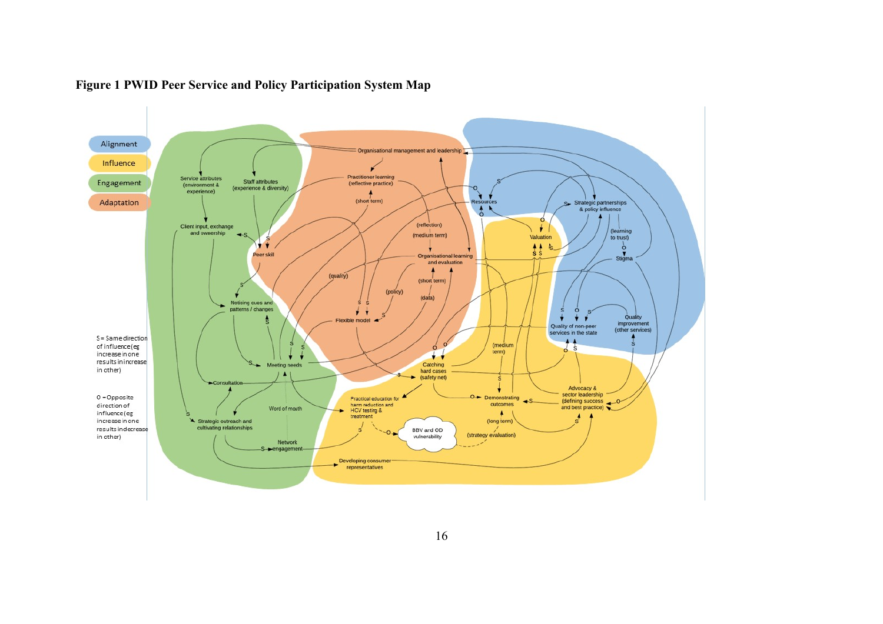**Figure 1 PWID Peer Service and Policy Participation System Map**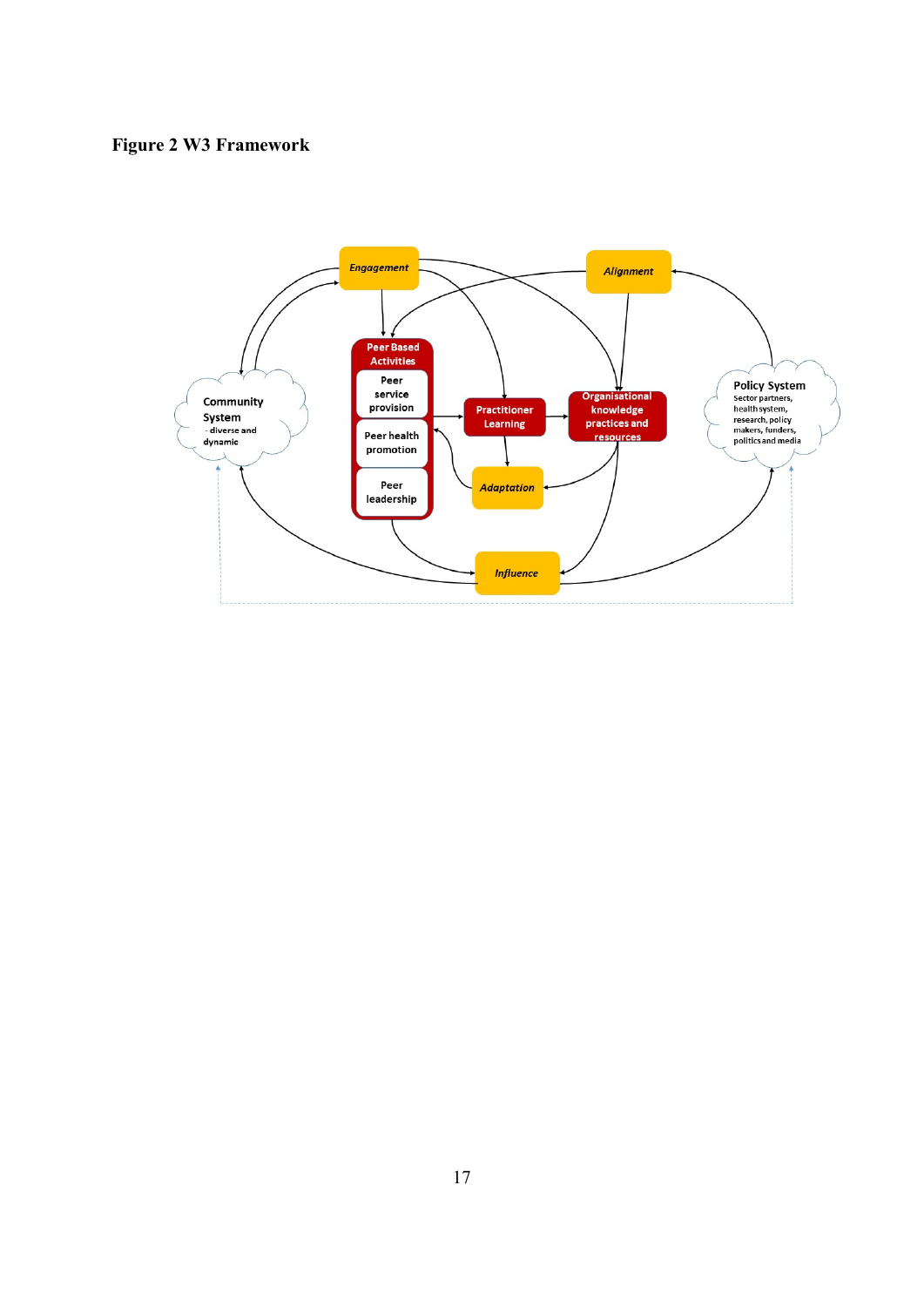**Figure 2 W3 Framework**

Engagement

Alignment

Peer Based Activities

Peer service provision

Peer health promotion

Peer leadership

Practitioner Learning

Organisational knowledge practices and resources

Adaptation

Influence

Community System
- diverse and dynamic

Policy System
Sector partners, health system, research, policy makers, funders, politics and media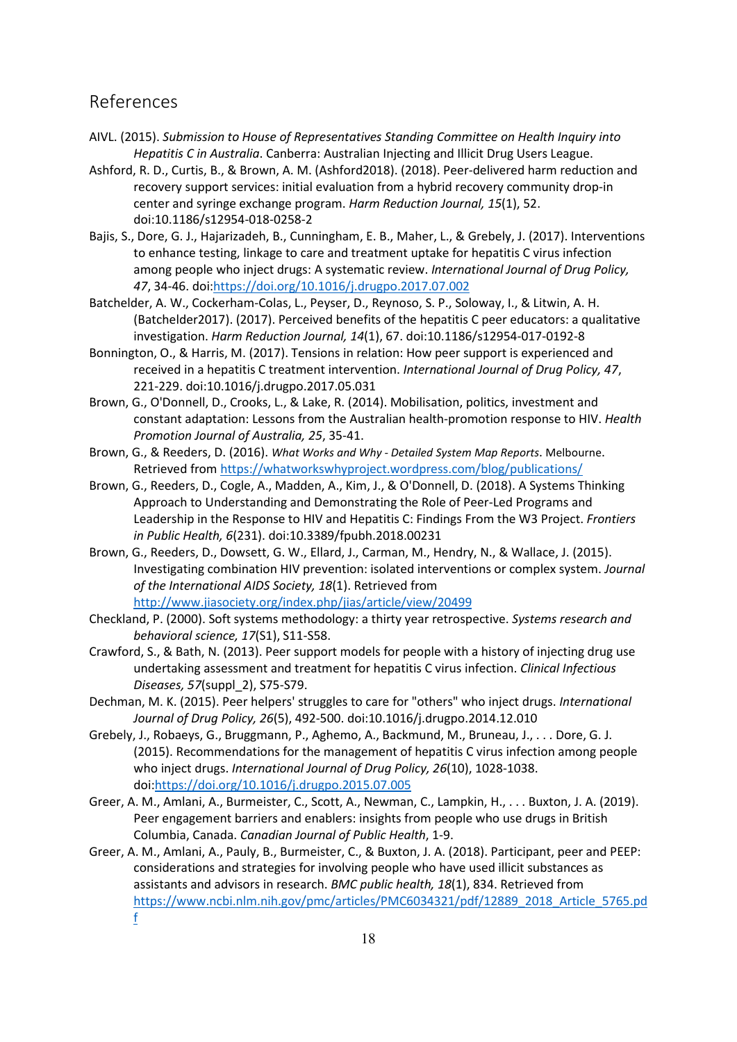## References

AIVL. (2015). *Submission to House of Representatives Standing Committee on Health Inquiry into Hepatitis C in Australia*. Canberra: Australian Injecting and Illicit Drug Users League.

Ashford, R. D., Curtis, B., & Brown, A. M. (Ashford2018). (2018). Peer-delivered harm reduction and recovery support services: initial evaluation from a hybrid recovery community drop-in center and syringe exchange program. *Harm Reduction Journal, 15*(1), 52. doi:10.1186/s12954-018-0258-2

Bajis, S., Dore, G. J., Hajarizadeh, B., Cunningham, E. B., Maher, L., & Grebely, J. (2017). Interventions to enhance testing, linkage to care and treatment uptake for hepatitis C virus infection among people who inject drugs: A systematic review. *International Journal of Drug Policy, 47*, 34-46. doi:https://doi.org/10.1016/j.drugpo.2017.07.002

Batchelder, A. W., Cockerham-Colas, L., Peyser, D., Reynoso, S. P., Soloway, I., & Litwin, A. H. (Batchelder2017). (2017). Perceived benefits of the hepatitis C peer educators: a qualitative investigation. *Harm Reduction Journal, 14*(1), 67. doi:10.1186/s12954-017-0192-8

Bonnington, O., & Harris, M. (2017). Tensions in relation: How peer support is experienced and received in a hepatitis C treatment intervention. *International Journal of Drug Policy, 47*, 221-229. doi:10.1016/j.drugpo.2017.05.031

Brown, G., O'Donnell, D., Crooks, L., & Lake, R. (2014). Mobilisation, politics, investment and constant adaptation: Lessons from the Australian health-promotion response to HIV. *Health Promotion Journal of Australia, 25*, 35-41.

Brown, G., & Reeders, D. (2016). *What Works and Why - Detailed System Map Reports*. Melbourne. Retrieved from https://whatworkswhyproject.wordpress.com/blog/publications/

Brown, G., Reeders, D., Cogle, A., Madden, A., Kim, J., & O'Donnell, D. (2018). A Systems Thinking Approach to Understanding and Demonstrating the Role of Peer-Led Programs and Leadership in the Response to HIV and Hepatitis C: Findings From the W3 Project. *Frontiers in Public Health, 6*(231). doi:10.3389/fpubh.2018.00231

Brown, G., Reeders, D., Dowsett, G. W., Ellard, J., Carman, M., Hendry, N., & Wallace, J. (2015). Investigating combination HIV prevention: isolated interventions or complex system. *Journal of the International AIDS Society, 18*(1). Retrieved from http://www.jiasociety.org/index.php/jias/article/view/20499

Checkland, P. (2000). Soft systems methodology: a thirty year retrospective. *Systems research and behavioral science, 17*(S1), S11-S58.

Crawford, S., & Bath, N. (2013). Peer support models for people with a history of injecting drug use undertaking assessment and treatment for hepatitis C virus infection. *Clinical Infectious Diseases, 57*(suppl_2), S75-S79.

Dechman, M. K. (2015). Peer helpers' struggles to care for "others" who inject drugs. *International Journal of Drug Policy, 26*(5), 492-500. doi:10.1016/j.drugpo.2014.12.010

Grebely, J., Robaeys, G., Bruggmann, P., Aghemo, A., Backmund, M., Bruneau, J., . . . Dore, G. J. (2015). Recommendations for the management of hepatitis C virus infection among people who inject drugs. *International Journal of Drug Policy, 26*(10), 1028-1038. doi:https://doi.org/10.1016/j.drugpo.2015.07.005

Greer, A. M., Amlani, A., Burmeister, C., Scott, A., Newman, C., Lampkin, H., . . . Buxton, J. A. (2019). Peer engagement barriers and enablers: insights from people who use drugs in British Columbia, Canada. *Canadian Journal of Public Health*, 1-9.

Greer, A. M., Amlani, A., Pauly, B., Burmeister, C., & Buxton, J. A. (2018). Participant, peer and PEEP: considerations and strategies for involving people who have used illicit substances as assistants and advisors in research. *BMC public health, 18*(1), 834. Retrieved from https://www.ncbi.nlm.nih.gov/pmc/articles/PMC6034321/pdf/12889_2018_Article_5765.pdf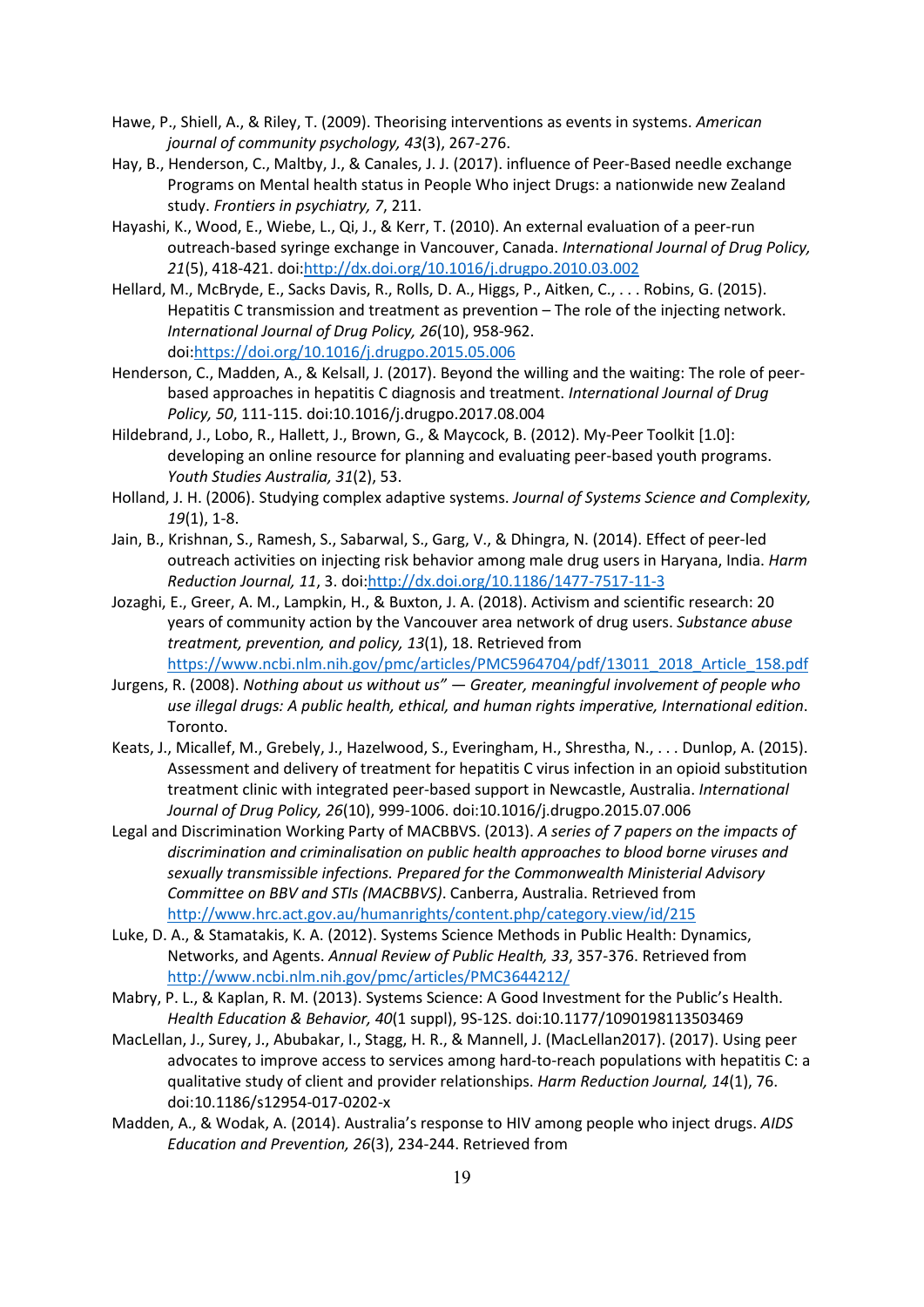Hawe, P., Shiell, A., & Riley, T. (2009). Theorising interventions as events in systems. *American journal of community psychology, 43*(3), 267-276.

Hay, B., Henderson, C., Maltby, J., & Canales, J. J. (2017). influence of Peer-Based needle exchange Programs on Mental health status in People Who inject Drugs: a nationwide new Zealand study. *Frontiers in psychiatry, 7*, 211.

Hayashi, K., Wood, E., Wiebe, L., Qi, J., & Kerr, T. (2010). An external evaluation of a peer-run outreach-based syringe exchange in Vancouver, Canada. *International Journal of Drug Policy, 21*(5), 418-421. doi:http://dx.doi.org/10.1016/j.drugpo.2010.03.002

Hellard, M., McBryde, E., Sacks Davis, R., Rolls, D. A., Higgs, P., Aitken, C., . . . Robins, G. (2015). Hepatitis C transmission and treatment as prevention – The role of the injecting network. *International Journal of Drug Policy, 26*(10), 958-962. doi:https://doi.org/10.1016/j.drugpo.2015.05.006

Henderson, C., Madden, A., & Kelsall, J. (2017). Beyond the willing and the waiting: The role of peer-based approaches in hepatitis C diagnosis and treatment. *International Journal of Drug Policy, 50*, 111-115. doi:10.1016/j.drugpo.2017.08.004

Hildebrand, J., Lobo, R., Hallett, J., Brown, G., & Maycock, B. (2012). My-Peer Toolkit [1.0]: developing an online resource for planning and evaluating peer-based youth programs. *Youth Studies Australia, 31*(2), 53.

Holland, J. H. (2006). Studying complex adaptive systems. *Journal of Systems Science and Complexity, 19*(1), 1-8.

Jain, B., Krishnan, S., Ramesh, S., Sabarwal, S., Garg, V., & Dhingra, N. (2014). Effect of peer-led outreach activities on injecting risk behavior among male drug users in Haryana, India. *Harm Reduction Journal, 11*, 3. doi:http://dx.doi.org/10.1186/1477-7517-11-3

Jozaghi, E., Greer, A. M., Lampkin, H., & Buxton, J. A. (2018). Activism and scientific research: 20 years of community action by the Vancouver area network of drug users. *Substance abuse treatment, prevention, and policy, 13*(1), 18. Retrieved from https://www.ncbi.nlm.nih.gov/pmc/articles/PMC5964704/pdf/13011_2018_Article_158.pdf

Jurgens, R. (2008). *Nothing about us without us" — Greater, meaningful involvement of people who use illegal drugs: A public health, ethical, and human rights imperative, International edition*. Toronto.

Keats, J., Micallef, M., Grebely, J., Hazelwood, S., Everingham, H., Shrestha, N., . . . Dunlop, A. (2015). Assessment and delivery of treatment for hepatitis C virus infection in an opioid substitution treatment clinic with integrated peer-based support in Newcastle, Australia. *International Journal of Drug Policy, 26*(10), 999-1006. doi:10.1016/j.drugpo.2015.07.006

Legal and Discrimination Working Party of MACBBVS. (2013). *A series of 7 papers on the impacts of discrimination and criminalisation on public health approaches to blood borne viruses and sexually transmissible infections. Prepared for the Commonwealth Ministerial Advisory Committee on BBV and STIs (MACBBVS)*. Canberra, Australia. Retrieved from http://www.hrc.act.gov.au/humanrights/content.php/category.view/id/215

Luke, D. A., & Stamatakis, K. A. (2012). Systems Science Methods in Public Health: Dynamics, Networks, and Agents. *Annual Review of Public Health, 33*, 357-376. Retrieved from http://www.ncbi.nlm.nih.gov/pmc/articles/PMC3644212/

Mabry, P. L., & Kaplan, R. M. (2013). Systems Science: A Good Investment for the Public's Health. *Health Education & Behavior, 40*(1 suppl), 9S-12S. doi:10.1177/1090198113503469

MacLellan, J., Surey, J., Abubakar, I., Stagg, H. R., & Mannell, J. (MacLellan2017). (2017). Using peer advocates to improve access to services among hard-to-reach populations with hepatitis C: a qualitative study of client and provider relationships. *Harm Reduction Journal, 14*(1), 76. doi:10.1186/s12954-017-0202-x

Madden, A., & Wodak, A. (2014). Australia's response to HIV among people who inject drugs. *AIDS Education and Prevention, 26*(3), 234-244. Retrieved from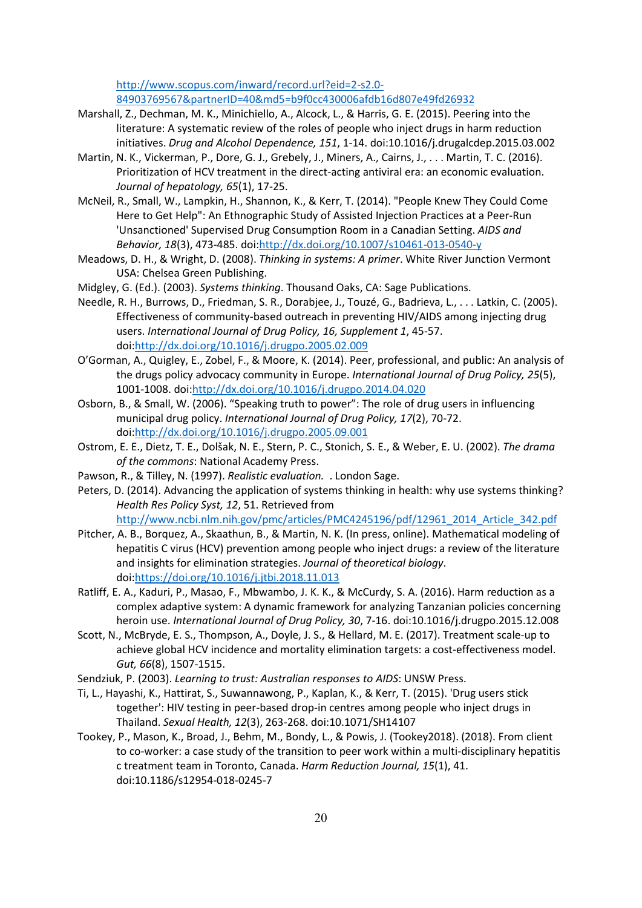http://www.scopus.com/inward/record.url?eid=2-s2.0-84903769567&partnerID=40&md5=b9f0cc430006afdb16d807e49fd26932

Marshall, Z., Dechman, M. K., Minichiello, A., Alcock, L., & Harris, G. E. (2015). Peering into the literature: A systematic review of the roles of people who inject drugs in harm reduction initiatives. *Drug and Alcohol Dependence, 151*, 1-14. doi:10.1016/j.drugalcdep.2015.03.002

Martin, N. K., Vickerman, P., Dore, G. J., Grebely, J., Miners, A., Cairns, J., . . . Martin, T. C. (2016). Prioritization of HCV treatment in the direct-acting antiviral era: an economic evaluation. *Journal of hepatology, 65*(1), 17-25.

McNeil, R., Small, W., Lampkin, H., Shannon, K., & Kerr, T. (2014). "People Knew They Could Come Here to Get Help": An Ethnographic Study of Assisted Injection Practices at a Peer-Run 'Unsanctioned' Supervised Drug Consumption Room in a Canadian Setting. *AIDS and Behavior, 18*(3), 473-485. doi:http://dx.doi.org/10.1007/s10461-013-0540-y

Meadows, D. H., & Wright, D. (2008). *Thinking in systems: A primer*. White River Junction Vermont USA: Chelsea Green Publishing.

Midgley, G. (Ed.). (2003). *Systems thinking*. Thousand Oaks, CA: Sage Publications.

Needle, R. H., Burrows, D., Friedman, S. R., Dorabjee, J., Touzé, G., Badrieva, L., . . . Latkin, C. (2005). Effectiveness of community-based outreach in preventing HIV/AIDS among injecting drug users. *International Journal of Drug Policy, 16, Supplement 1*, 45-57. doi:http://dx.doi.org/10.1016/j.drugpo.2005.02.009

O'Gorman, A., Quigley, E., Zobel, F., & Moore, K. (2014). Peer, professional, and public: An analysis of the drugs policy advocacy community in Europe. *International Journal of Drug Policy, 25*(5), 1001-1008. doi:http://dx.doi.org/10.1016/j.drugpo.2014.04.020

Osborn, B., & Small, W. (2006). "Speaking truth to power": The role of drug users in influencing municipal drug policy. *International Journal of Drug Policy, 17*(2), 70-72. doi:http://dx.doi.org/10.1016/j.drugpo.2005.09.001

Ostrom, E. E., Dietz, T. E., Dolšak, N. E., Stern, P. C., Stonich, S. E., & Weber, E. U. (2002). *The drama of the commons*: National Academy Press.

Pawson, R., & Tilley, N. (1997). *Realistic evaluation.* . London Sage.

Peters, D. (2014). Advancing the application of systems thinking in health: why use systems thinking? *Health Res Policy Syst, 12*, 51. Retrieved from http://www.ncbi.nlm.nih.gov/pmc/articles/PMC4245196/pdf/12961_2014_Article_342.pdf

Pitcher, A. B., Borquez, A., Skaathun, B., & Martin, N. K. (In press, online). Mathematical modeling of hepatitis C virus (HCV) prevention among people who inject drugs: a review of the literature and insights for elimination strategies. *Journal of theoretical biology*. doi:https://doi.org/10.1016/j.jtbi.2018.11.013

Ratliff, E. A., Kaduri, P., Masao, F., Mbwambo, J. K. K., & McCurdy, S. A. (2016). Harm reduction as a complex adaptive system: A dynamic framework for analyzing Tanzanian policies concerning heroin use. *International Journal of Drug Policy, 30*, 7-16. doi:10.1016/j.drugpo.2015.12.008

Scott, N., McBryde, E. S., Thompson, A., Doyle, J. S., & Hellard, M. E. (2017). Treatment scale-up to achieve global HCV incidence and mortality elimination targets: a cost-effectiveness model. *Gut, 66*(8), 1507-1515.

Sendziuk, P. (2003). *Learning to trust: Australian responses to AIDS*: UNSW Press.

Ti, L., Hayashi, K., Hattirat, S., Suwannawong, P., Kaplan, K., & Kerr, T. (2015). 'Drug users stick together': HIV testing in peer-based drop-in centres among people who inject drugs in Thailand. *Sexual Health, 12*(3), 263-268. doi:10.1071/SH14107

Tookey, P., Mason, K., Broad, J., Behm, M., Bondy, L., & Powis, J. (Tookey2018). (2018). From client to co-worker: a case study of the transition to peer work within a multi-disciplinary hepatitis c treatment team in Toronto, Canada. *Harm Reduction Journal, 15*(1), 41. doi:10.1186/s12954-018-0245-7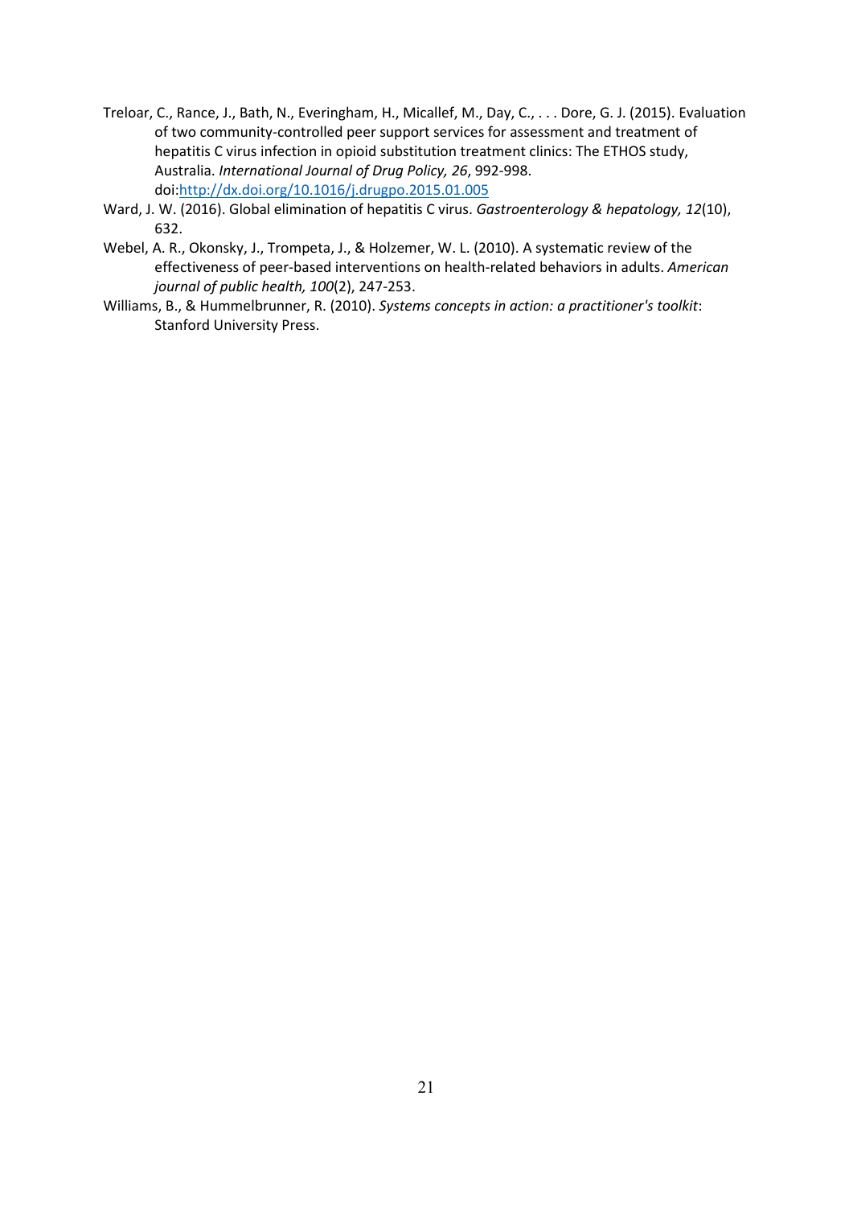Treloar, C., Rance, J., Bath, N., Everingham, H., Micallef, M., Day, C., . . . Dore, G. J. (2015). Evaluation of two community-controlled peer support services for assessment and treatment of hepatitis C virus infection in opioid substitution treatment clinics: The ETHOS study, Australia. *International Journal of Drug Policy, 26*, 992-998. doi:http://dx.doi.org/10.1016/j.drugpo.2015.01.005

Ward, J. W. (2016). Global elimination of hepatitis C virus. *Gastroenterology & hepatology, 12*(10), 632.

Webel, A. R., Okonsky, J., Trompeta, J., & Holzemer, W. L. (2010). A systematic review of the effectiveness of peer-based interventions on health-related behaviors in adults. *American journal of public health, 100*(2), 247-253.

Williams, B., & Hummelbrunner, R. (2010). *Systems concepts in action: a practitioner's toolkit*: Stanford University Press.